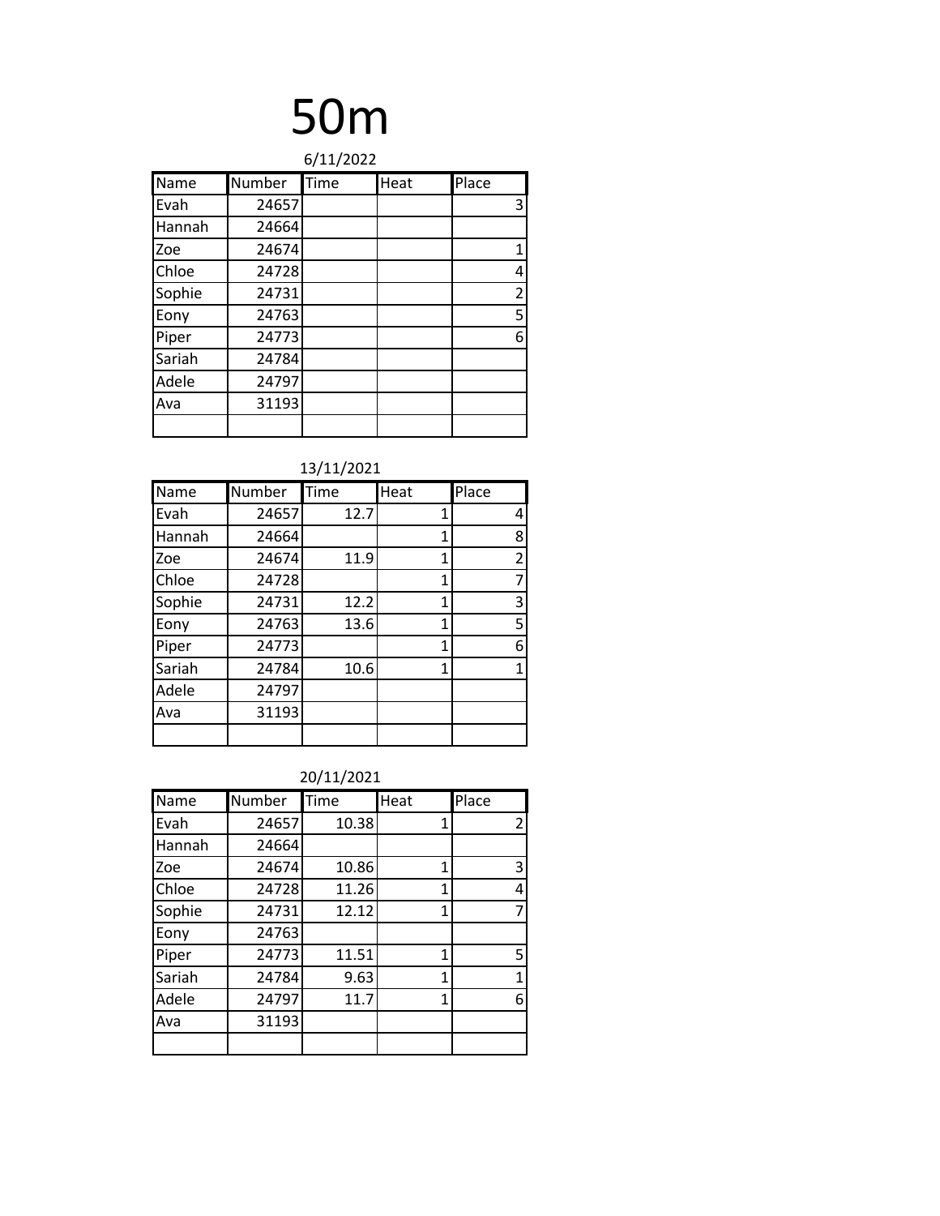# 50m

6/11/2022

| Name | Number | Time | Heat | Place |
|---|---|---|---|---|
| Evah | 24657 | | | 3 |
| Hannah | 24664 | | | |
| Zoe | 24674 | | | 1 |
| Chloe | 24728 | | | 4 |
| Sophie | 24731 | | | 2 |
| Eony | 24763 | | | 5 |
| Piper | 24773 | | | 6 |
| Sariah | 24784 | | | |
| Adele | 24797 | | | |
| Ava | 31193 | | | |
| | | | | |

13/11/2021

| Name | Number | Time | Heat | Place |
|---|---|---|---|---|
| Evah | 24657 | 12.7 | 1 | 4 |
| Hannah | 24664 | | 1 | 8 |
| Zoe | 24674 | 11.9 | 1 | 2 |
| Chloe | 24728 | | 1 | 7 |
| Sophie | 24731 | 12.2 | 1 | 3 |
| Eony | 24763 | 13.6 | 1 | 5 |
| Piper | 24773 | | 1 | 6 |
| Sariah | 24784 | 10.6 | 1 | 1 |
| Adele | 24797 | | | |
| Ava | 31193 | | | |
| | | | | |

20/11/2021

| Name | Number | Time | Heat | Place |
|---|---|---|---|---|
| Evah | 24657 | 10.38 | 1 | 2 |
| Hannah | 24664 | | | |
| Zoe | 24674 | 10.86 | 1 | 3 |
| Chloe | 24728 | 11.26 | 1 | 4 |
| Sophie | 24731 | 12.12 | 1 | 7 |
| Eony | 24763 | | | |
| Piper | 24773 | 11.51 | 1 | 5 |
| Sariah | 24784 | 9.63 | 1 | 1 |
| Adele | 24797 | 11.7 | 1 | 6 |
| Ava | 31193 | | | |
| | | | | |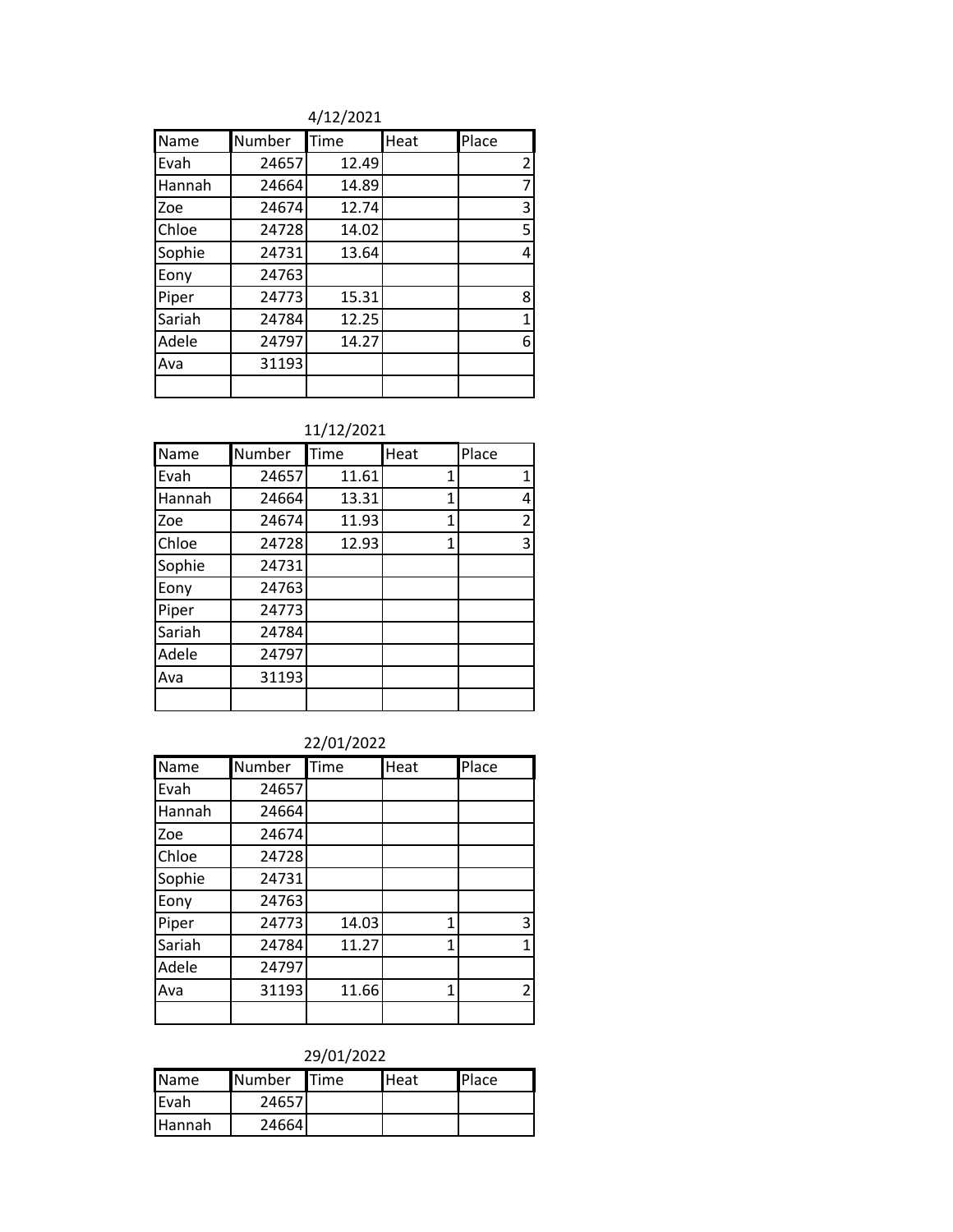4/12/2021

| Name | Number | Time | Heat | Place |
|---|---|---|---|---|
| Evah | 24657 | 12.49 | | 2 |
| Hannah | 24664 | 14.89 | | 7 |
| Zoe | 24674 | 12.74 | | 3 |
| Chloe | 24728 | 14.02 | | 5 |
| Sophie | 24731 | 13.64 | | 4 |
| Eony | 24763 | | | |
| Piper | 24773 | 15.31 | | 8 |
| Sariah | 24784 | 12.25 | | 1 |
| Adele | 24797 | 14.27 | | 6 |
| Ava | 31193 | | | |
| | | | | |

11/12/2021

| Name | Number | Time | Heat | Place |
|---|---|---|---|---|
| Evah | 24657 | 11.61 | 1 | 1 |
| Hannah | 24664 | 13.31 | 1 | 4 |
| Zoe | 24674 | 11.93 | 1 | 2 |
| Chloe | 24728 | 12.93 | 1 | 3 |
| Sophie | 24731 | | | |
| Eony | 24763 | | | |
| Piper | 24773 | | | |
| Sariah | 24784 | | | |
| Adele | 24797 | | | |
| Ava | 31193 | | | |
| | | | | |

22/01/2022

| Name | Number | Time | Heat | Place |
|---|---|---|---|---|
| Evah | 24657 | | | |
| Hannah | 24664 | | | |
| Zoe | 24674 | | | |
| Chloe | 24728 | | | |
| Sophie | 24731 | | | |
| Eony | 24763 | | | |
| Piper | 24773 | 14.03 | 1 | 3 |
| Sariah | 24784 | 11.27 | 1 | 1 |
| Adele | 24797 | | | |
| Ava | 31193 | 11.66 | 1 | 2 |
| | | | | |

29/01/2022

| Name | Number | Time | Heat | Place |
|---|---|---|---|---|
| Evah | 24657 | | | |
| Hannah | 24664 | | | |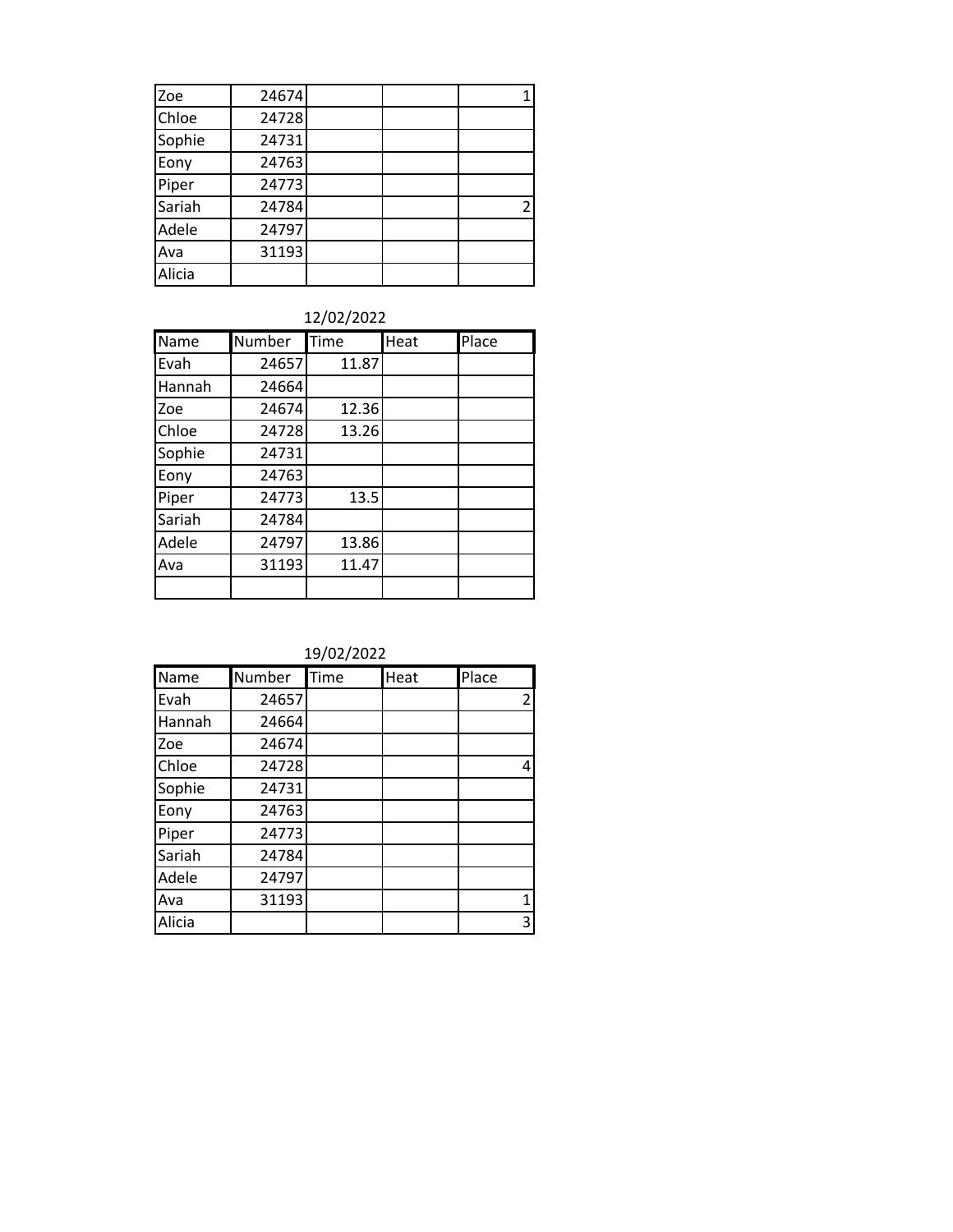| | | | | |
|---|---|---|---|---|
| Zoe | 24674 | | | 1 |
| Chloe | 24728 | | | |
| Sophie | 24731 | | | |
| Eony | 24763 | | | |
| Piper | 24773 | | | |
| Sariah | 24784 | | | 2 |
| Adele | 24797 | | | |
| Ava | 31193 | | | |
| Alicia | | | | |

12/02/2022

| Name | Number | Time | Heat | Place |
|---|---|---|---|---|
| Evah | 24657 | 11.87 | | |
| Hannah | 24664 | | | |
| Zoe | 24674 | 12.36 | | |
| Chloe | 24728 | 13.26 | | |
| Sophie | 24731 | | | |
| Eony | 24763 | | | |
| Piper | 24773 | 13.5 | | |
| Sariah | 24784 | | | |
| Adele | 24797 | 13.86 | | |
| Ava | 31193 | 11.47 | | |
| | | | | |

19/02/2022

| Name | Number | Time | Heat | Place |
|---|---|---|---|---|
| Evah | 24657 | | | 2 |
| Hannah | 24664 | | | |
| Zoe | 24674 | | | |
| Chloe | 24728 | | | 4 |
| Sophie | 24731 | | | |
| Eony | 24763 | | | |
| Piper | 24773 | | | |
| Sariah | 24784 | | | |
| Adele | 24797 | | | |
| Ava | 31193 | | | 1 |
| Alicia | | | | 3 |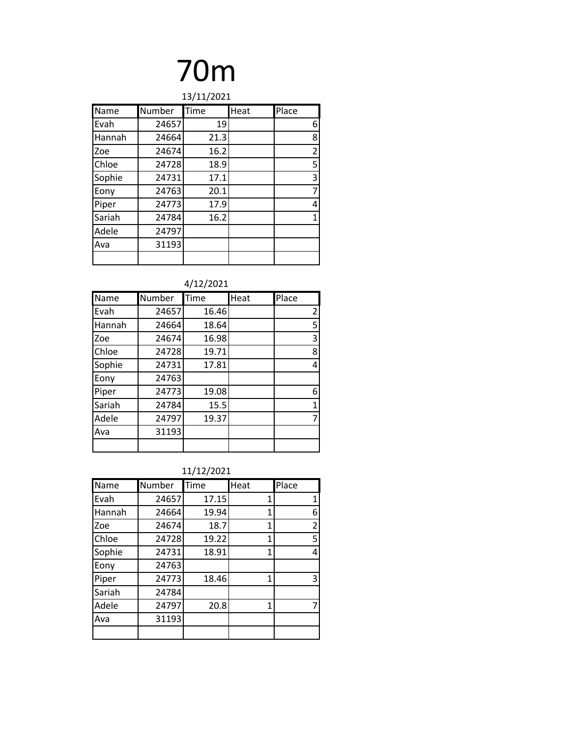# 70m

13/11/2021

| Name | Number | Time | Heat | Place |
|---|---|---|---|---|
| Evah | 24657 | 19 | | 6 |
| Hannah | 24664 | 21.3 | | 8 |
| Zoe | 24674 | 16.2 | | 2 |
| Chloe | 24728 | 18.9 | | 5 |
| Sophie | 24731 | 17.1 | | 3 |
| Eony | 24763 | 20.1 | | 7 |
| Piper | 24773 | 17.9 | | 4 |
| Sariah | 24784 | 16.2 | | 1 |
| Adele | 24797 | | | |
| Ava | 31193 | | | |
| | | | | |

4/12/2021

| Name | Number | Time | Heat | Place |
|---|---|---|---|---|
| Evah | 24657 | 16.46 | | 2 |
| Hannah | 24664 | 18.64 | | 5 |
| Zoe | 24674 | 16.98 | | 3 |
| Chloe | 24728 | 19.71 | | 8 |
| Sophie | 24731 | 17.81 | | 4 |
| Eony | 24763 | | | |
| Piper | 24773 | 19.08 | | 6 |
| Sariah | 24784 | 15.5 | | 1 |
| Adele | 24797 | 19.37 | | 7 |
| Ava | 31193 | | | |
| | | | | |

11/12/2021

| Name | Number | Time | Heat | Place |
|---|---|---|---|---|
| Evah | 24657 | 17.15 | 1 | 1 |
| Hannah | 24664 | 19.94 | 1 | 6 |
| Zoe | 24674 | 18.7 | 1 | 2 |
| Chloe | 24728 | 19.22 | 1 | 5 |
| Sophie | 24731 | 18.91 | 1 | 4 |
| Eony | 24763 | | | |
| Piper | 24773 | 18.46 | 1 | 3 |
| Sariah | 24784 | | | |
| Adele | 24797 | 20.8 | 1 | 7 |
| Ava | 31193 | | | |
| | | | | |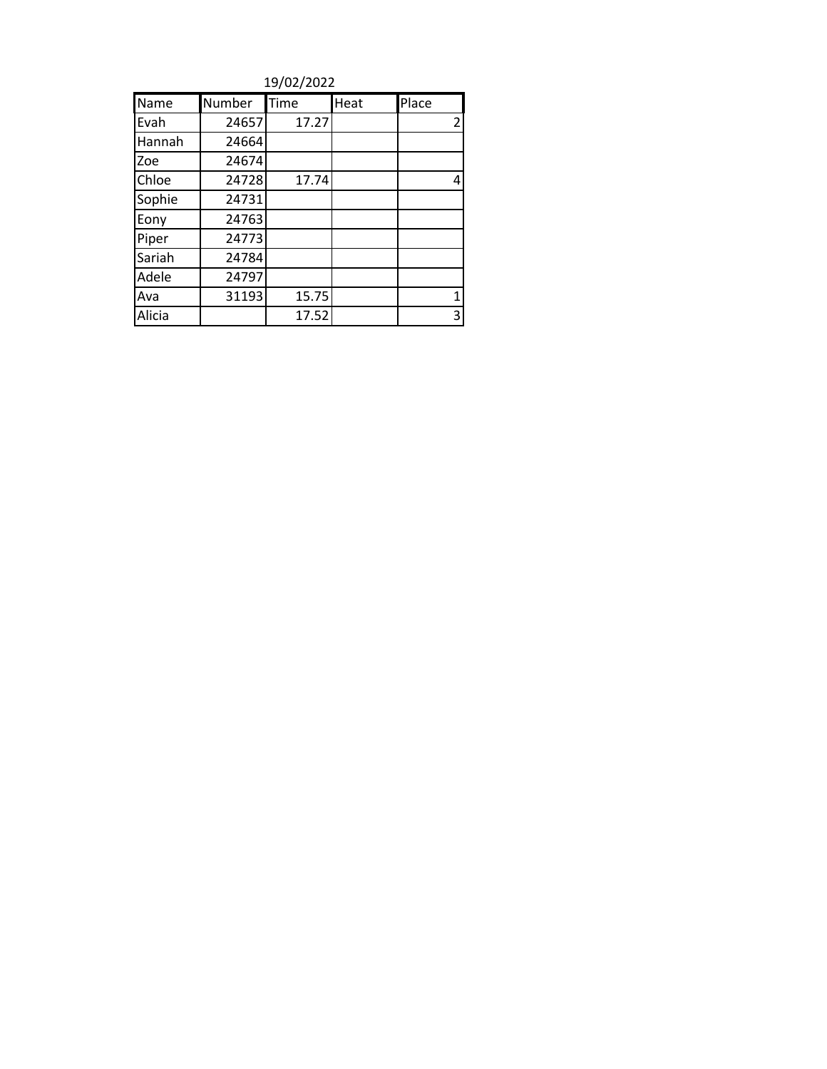19/02/2022

| Name | Number | Time | Heat | Place |
|---|---|---|---|---|
| Evah | 24657 | 17.27 | | 2 |
| Hannah | 24664 | | | |
| Zoe | 24674 | | | |
| Chloe | 24728 | 17.74 | | 4 |
| Sophie | 24731 | | | |
| Eony | 24763 | | | |
| Piper | 24773 | | | |
| Sariah | 24784 | | | |
| Adele | 24797 | | | |
| Ava | 31193 | 15.75 | | 1 |
| Alicia | | 17.52 | | 3 |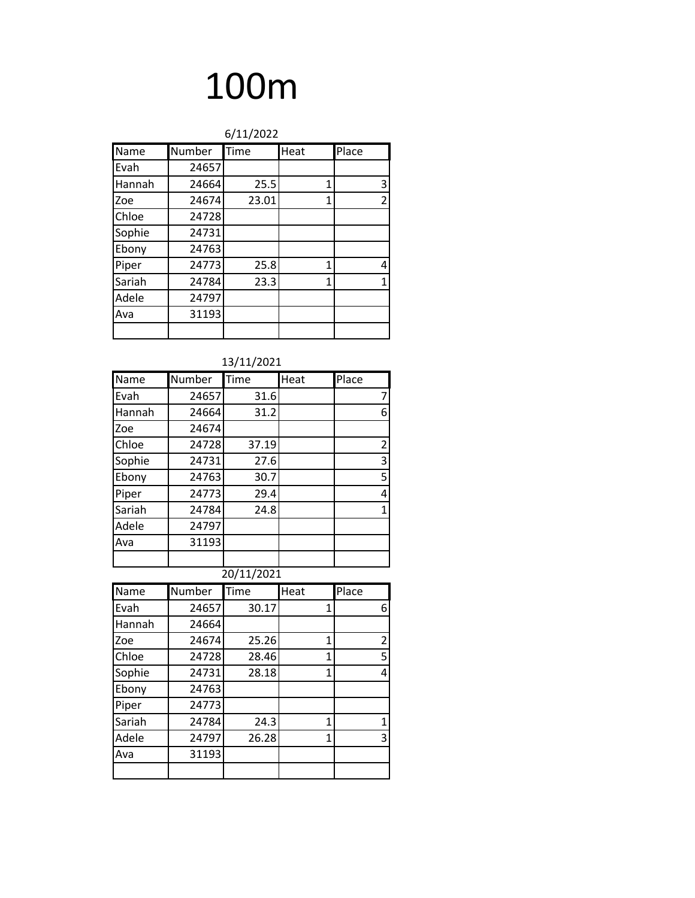# 100m

6/11/2022

| Name | Number | Time | Heat | Place |
|---|---|---|---|---|
| Evah | 24657 | | | |
| Hannah | 24664 | 25.5 | 1 | 3 |
| Zoe | 24674 | 23.01 | 1 | 2 |
| Chloe | 24728 | | | |
| Sophie | 24731 | | | |
| Ebony | 24763 | | | |
| Piper | 24773 | 25.8 | 1 | 4 |
| Sariah | 24784 | 23.3 | 1 | 1 |
| Adele | 24797 | | | |
| Ava | 31193 | | | |
| | | | | |

13/11/2021

| Name | Number | Time | Heat | Place |
|---|---|---|---|---|
| Evah | 24657 | 31.6 | | 7 |
| Hannah | 24664 | 31.2 | | 6 |
| Zoe | 24674 | | | |
| Chloe | 24728 | 37.19 | | 2 |
| Sophie | 24731 | 27.6 | | 3 |
| Ebony | 24763 | 30.7 | | 5 |
| Piper | 24773 | 29.4 | | 4 |
| Sariah | 24784 | 24.8 | | 1 |
| Adele | 24797 | | | |
| Ava | 31193 | | | |
| | | | | |

20/11/2021

| Name | Number | Time | Heat | Place |
|---|---|---|---|---|
| Evah | 24657 | 30.17 | 1 | 6 |
| Hannah | 24664 | | | |
| Zoe | 24674 | 25.26 | 1 | 2 |
| Chloe | 24728 | 28.46 | 1 | 5 |
| Sophie | 24731 | 28.18 | 1 | 4 |
| Ebony | 24763 | | | |
| Piper | 24773 | | | |
| Sariah | 24784 | 24.3 | 1 | 1 |
| Adele | 24797 | 26.28 | 1 | 3 |
| Ava | 31193 | | | |
| | | | | |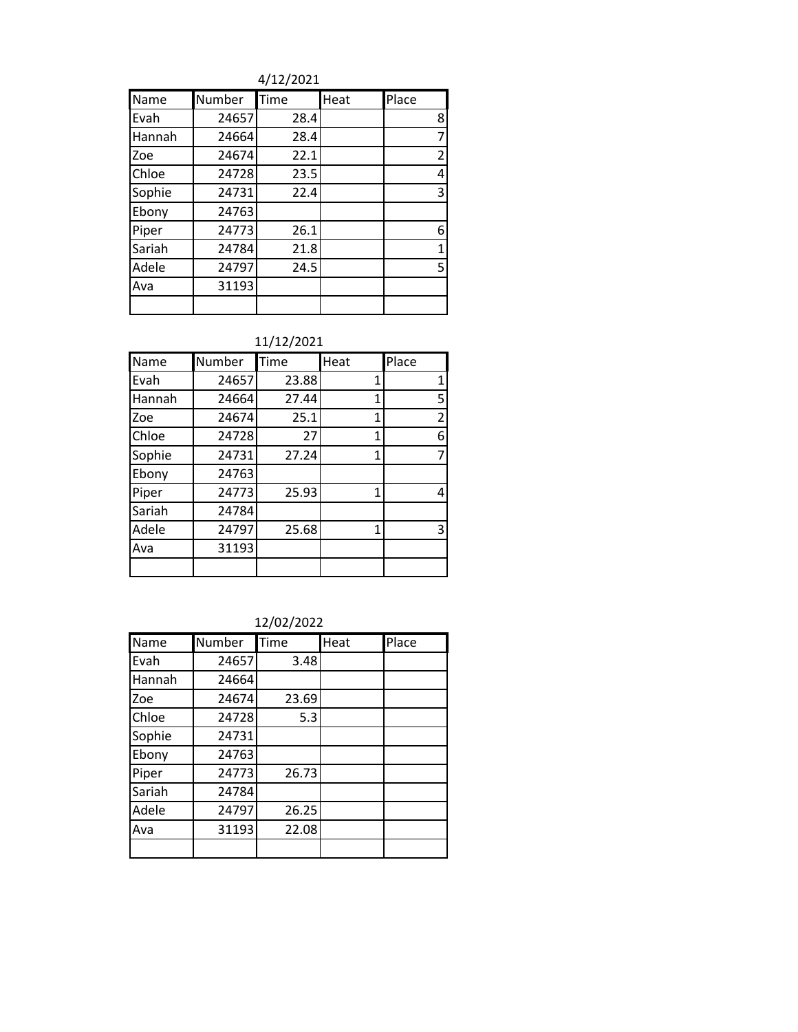4/12/2021

| Name | Number | Time | Heat | Place |
|---|---|---|---|---|
| Evah | 24657 | 28.4 | | 8 |
| Hannah | 24664 | 28.4 | | 7 |
| Zoe | 24674 | 22.1 | | 2 |
| Chloe | 24728 | 23.5 | | 4 |
| Sophie | 24731 | 22.4 | | 3 |
| Ebony | 24763 | | | |
| Piper | 24773 | 26.1 | | 6 |
| Sariah | 24784 | 21.8 | | 1 |
| Adele | 24797 | 24.5 | | 5 |
| Ava | 31193 | | | |
| | | | | |

11/12/2021

| Name | Number | Time | Heat | Place |
|---|---|---|---|---|
| Evah | 24657 | 23.88 | 1 | 1 |
| Hannah | 24664 | 27.44 | 1 | 5 |
| Zoe | 24674 | 25.1 | 1 | 2 |
| Chloe | 24728 | 27 | 1 | 6 |
| Sophie | 24731 | 27.24 | 1 | 7 |
| Ebony | 24763 | | | |
| Piper | 24773 | 25.93 | 1 | 4 |
| Sariah | 24784 | | | |
| Adele | 24797 | 25.68 | 1 | 3 |
| Ava | 31193 | | | |
| | | | | |

12/02/2022

| Name | Number | Time | Heat | Place |
|---|---|---|---|---|
| Evah | 24657 | 3.48 | | |
| Hannah | 24664 | | | |
| Zoe | 24674 | 23.69 | | |
| Chloe | 24728 | 5.3 | | |
| Sophie | 24731 | | | |
| Ebony | 24763 | | | |
| Piper | 24773 | 26.73 | | |
| Sariah | 24784 | | | |
| Adele | 24797 | 26.25 | | |
| Ava | 31193 | 22.08 | | |
| | | | | |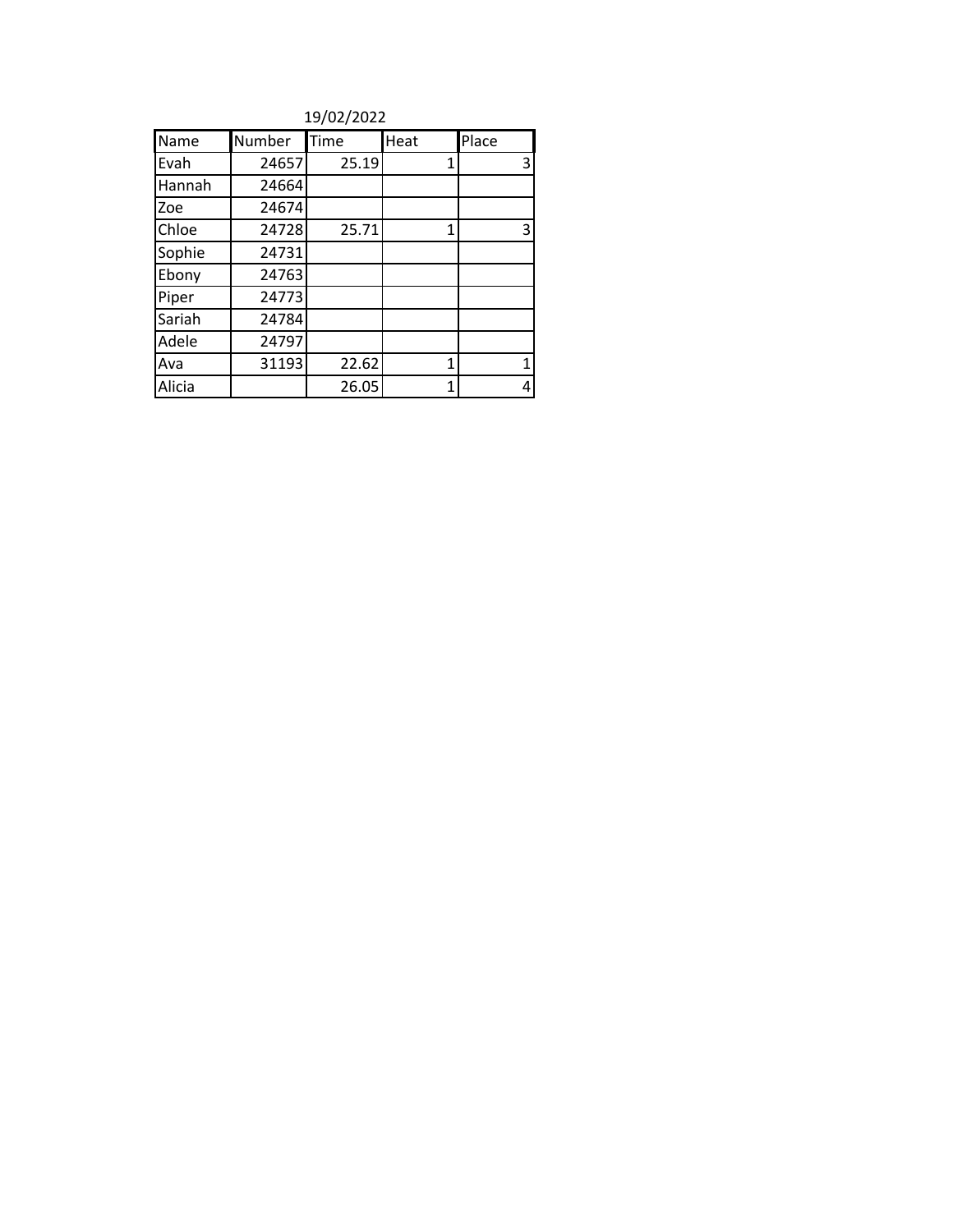19/02/2022

| Name | Number | Time | Heat | Place |
|---|---|---|---|---|
| Evah | 24657 | 25.19 | 1 | 3 |
| Hannah | 24664 | | | |
| Zoe | 24674 | | | |
| Chloe | 24728 | 25.71 | 1 | 3 |
| Sophie | 24731 | | | |
| Ebony | 24763 | | | |
| Piper | 24773 | | | |
| Sariah | 24784 | | | |
| Adele | 24797 | | | |
| Ava | 31193 | 22.62 | 1 | 1 |
| Alicia | | 26.05 | 1 | 4 |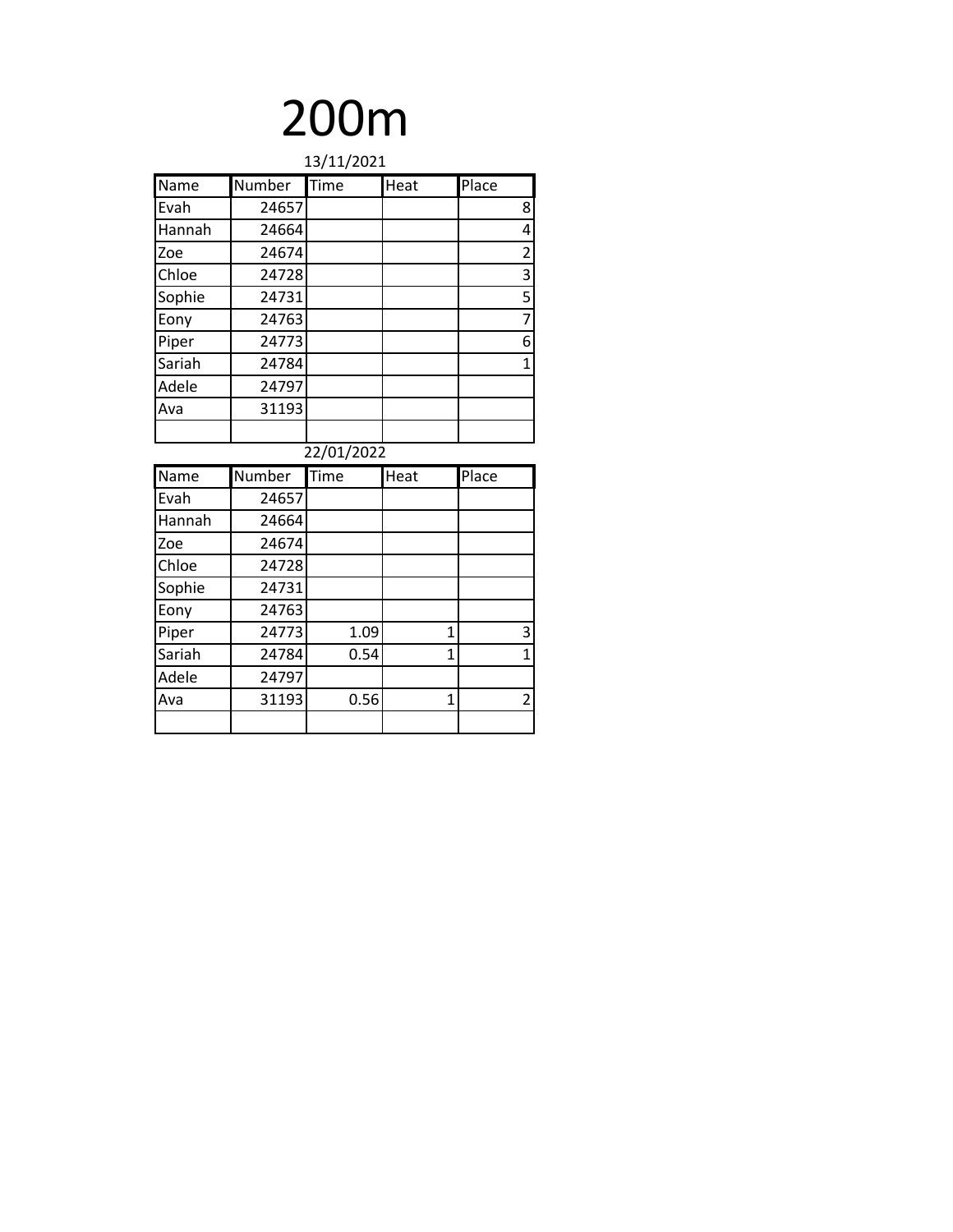# 200m

13/11/2021

| Name | Number | Time | Heat | Place |
|---|---|---|---|---|
| Evah | 24657 | | | 8 |
| Hannah | 24664 | | | 4 |
| Zoe | 24674 | | | 2 |
| Chloe | 24728 | | | 3 |
| Sophie | 24731 | | | 5 |
| Eony | 24763 | | | 7 |
| Piper | 24773 | | | 6 |
| Sariah | 24784 | | | 1 |
| Adele | 24797 | | | |
| Ava | 31193 | | | |
| | | | | |

22/01/2022

| Name | Number | Time | Heat | Place |
|---|---|---|---|---|
| Evah | 24657 | | | |
| Hannah | 24664 | | | |
| Zoe | 24674 | | | |
| Chloe | 24728 | | | |
| Sophie | 24731 | | | |
| Eony | 24763 | | | |
| Piper | 24773 | 1.09 | 1 | 3 |
| Sariah | 24784 | 0.54 | 1 | 1 |
| Adele | 24797 | | | |
| Ava | 31193 | 0.56 | 1 | 2 |
| | | | | |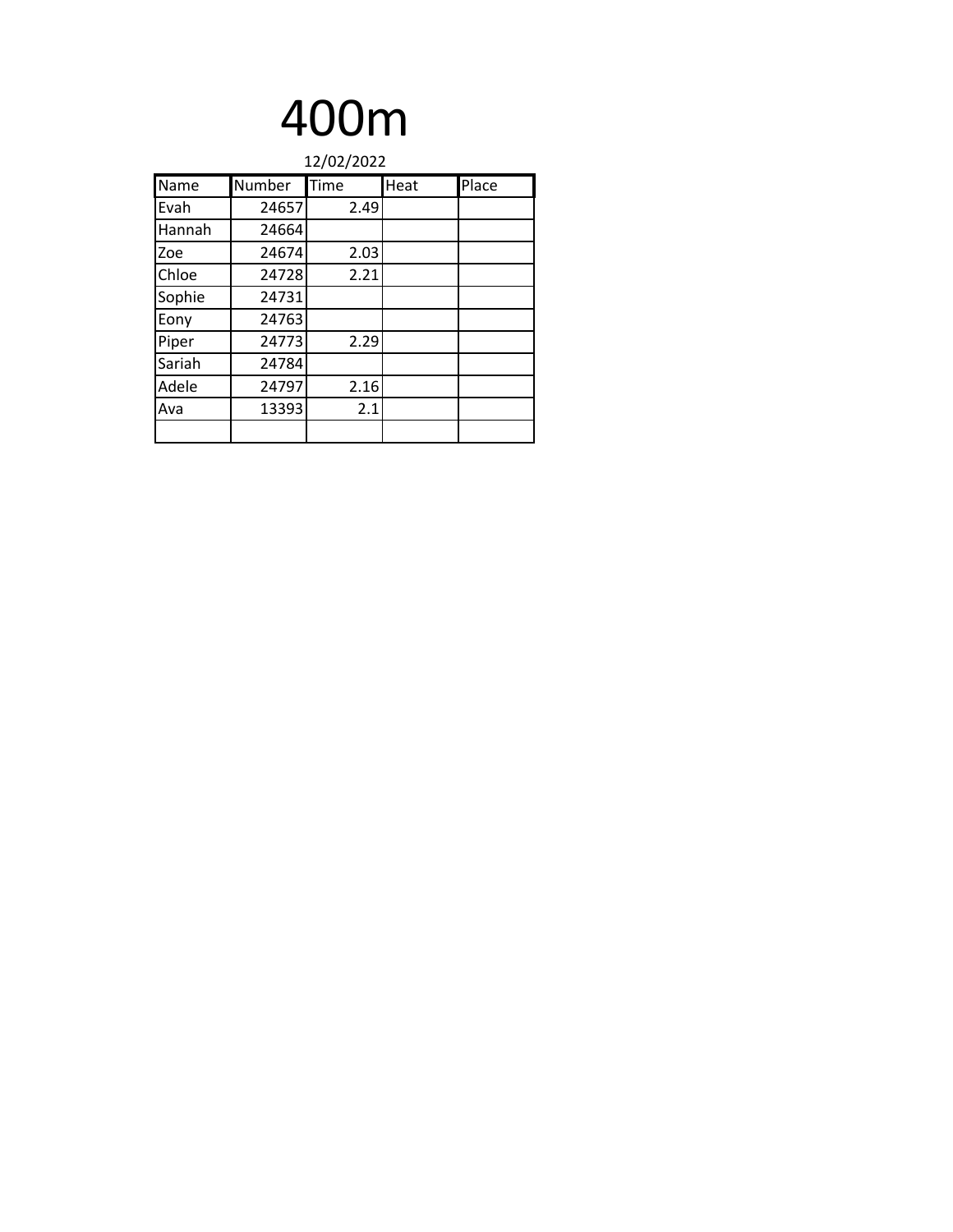# 400m

12/02/2022

| Name | Number | Time | Heat | Place |
|---|---|---|---|---|
| Evah | 24657 | 2.49 | | |
| Hannah | 24664 | | | |
| Zoe | 24674 | 2.03 | | |
| Chloe | 24728 | 2.21 | | |
| Sophie | 24731 | | | |
| Eony | 24763 | | | |
| Piper | 24773 | 2.29 | | |
| Sariah | 24784 | | | |
| Adele | 24797 | 2.16 | | |
| Ava | 13393 | 2.1 | | |
| | | | | |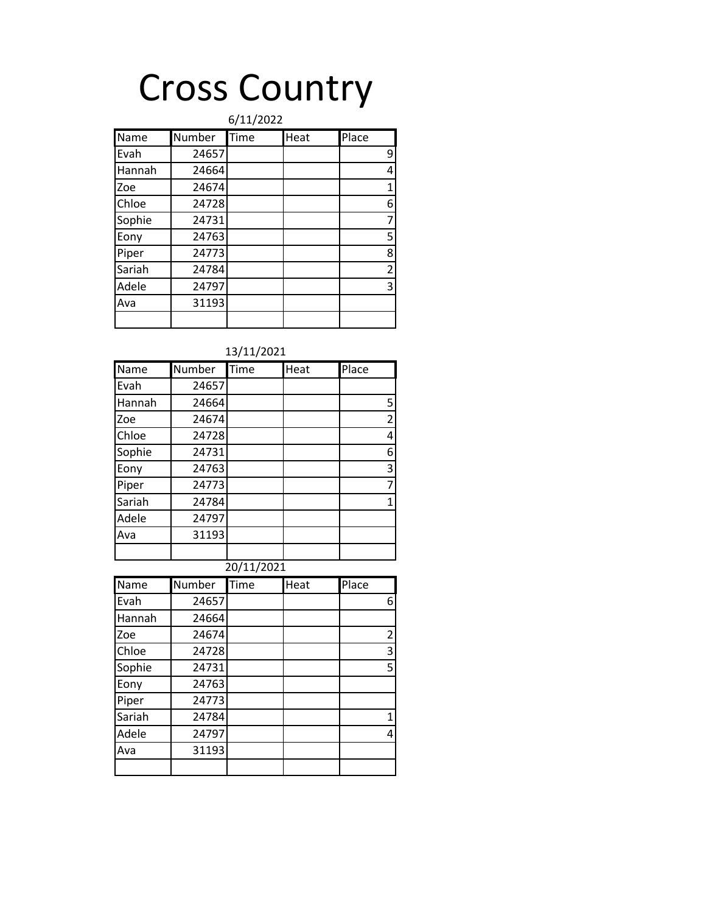# Cross Country

6/11/2022

| Name | Number | Time | Heat | Place |
|---|---|---|---|---|
| Evah | 24657 | | | 9 |
| Hannah | 24664 | | | 4 |
| Zoe | 24674 | | | 1 |
| Chloe | 24728 | | | 6 |
| Sophie | 24731 | | | 7 |
| Eony | 24763 | | | 5 |
| Piper | 24773 | | | 8 |
| Sariah | 24784 | | | 2 |
| Adele | 24797 | | | 3 |
| Ava | 31193 | | | |
| | | | | |

13/11/2021

| Name | Number | Time | Heat | Place |
|---|---|---|---|---|
| Evah | 24657 | | | |
| Hannah | 24664 | | | 5 |
| Zoe | 24674 | | | 2 |
| Chloe | 24728 | | | 4 |
| Sophie | 24731 | | | 6 |
| Eony | 24763 | | | 3 |
| Piper | 24773 | | | 7 |
| Sariah | 24784 | | | 1 |
| Adele | 24797 | | | |
| Ava | 31193 | | | |
| | | | | |

20/11/2021

| Name | Number | Time | Heat | Place |
|---|---|---|---|---|
| Evah | 24657 | | | 6 |
| Hannah | 24664 | | | |
| Zoe | 24674 | | | 2 |
| Chloe | 24728 | | | 3 |
| Sophie | 24731 | | | 5 |
| Eony | 24763 | | | |
| Piper | 24773 | | | |
| Sariah | 24784 | | | 1 |
| Adele | 24797 | | | 4 |
| Ava | 31193 | | | |
| | | | | |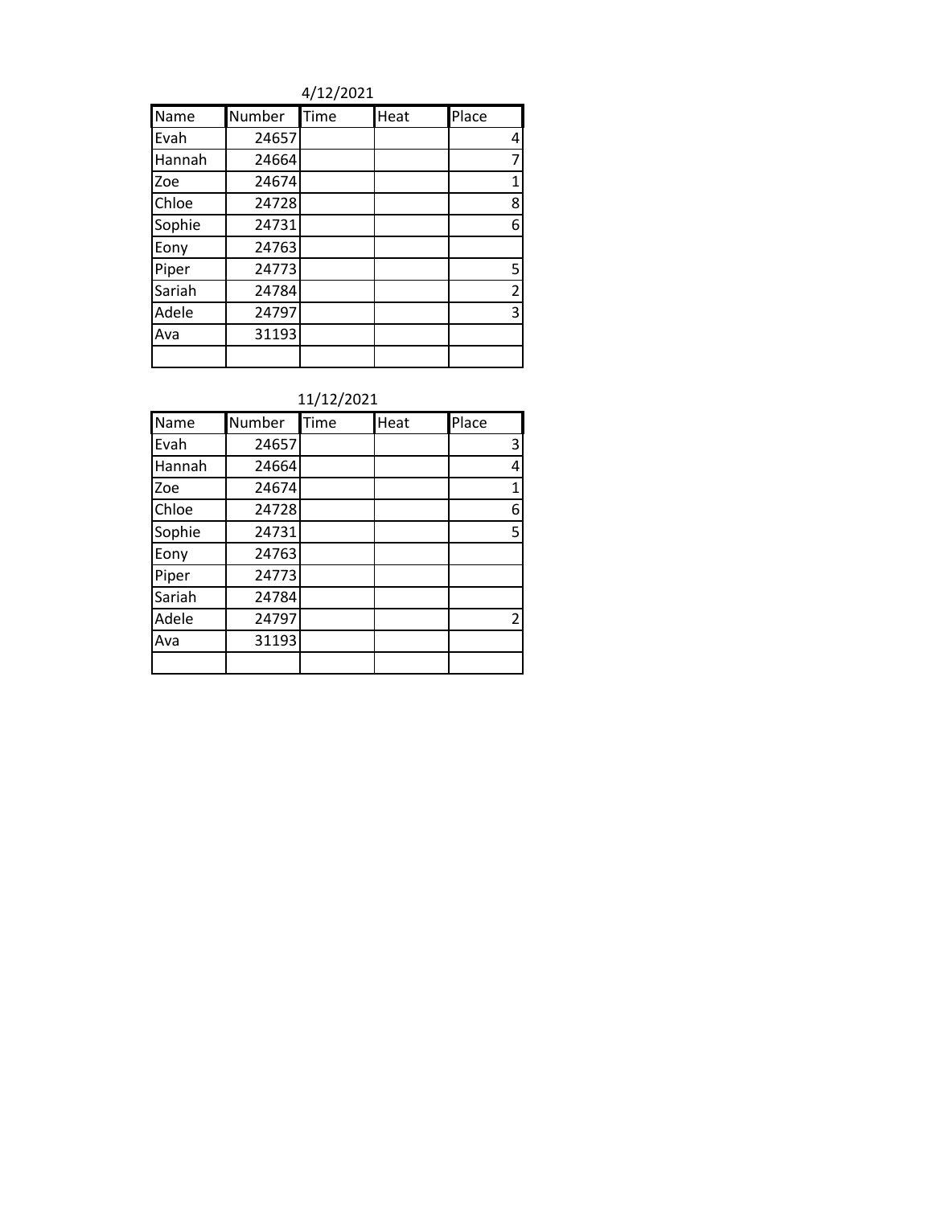4/12/2021

| Name | Number | Time | Heat | Place |
|---|---|---|---|---|
| Evah | 24657 | | | 4 |
| Hannah | 24664 | | | 7 |
| Zoe | 24674 | | | 1 |
| Chloe | 24728 | | | 8 |
| Sophie | 24731 | | | 6 |
| Eony | 24763 | | | |
| Piper | 24773 | | | 5 |
| Sariah | 24784 | | | 2 |
| Adele | 24797 | | | 3 |
| Ava | 31193 | | | |
| | | | | |

11/12/2021

| Name | Number | Time | Heat | Place |
|---|---|---|---|---|
| Evah | 24657 | | | 3 |
| Hannah | 24664 | | | 4 |
| Zoe | 24674 | | | 1 |
| Chloe | 24728 | | | 6 |
| Sophie | 24731 | | | 5 |
| Eony | 24763 | | | |
| Piper | 24773 | | | |
| Sariah | 24784 | | | |
| Adele | 24797 | | | 2 |
| Ava | 31193 | | | |
| | | | | |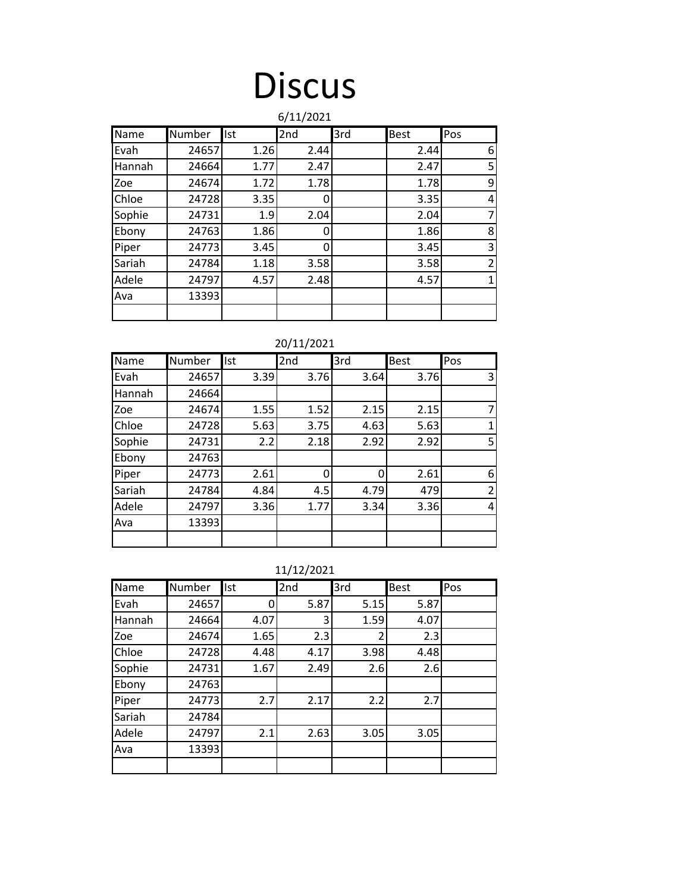# Discus

6/11/2021

| Name | Number | Ist | 2nd | 3rd | Best | Pos |
|---|---|---|---|---|---|---|
| Evah | 24657 | 1.26 | 2.44 | | 2.44 | 6 |
| Hannah | 24664 | 1.77 | 2.47 | | 2.47 | 5 |
| Zoe | 24674 | 1.72 | 1.78 | | 1.78 | 9 |
| Chloe | 24728 | 3.35 | 0 | | 3.35 | 4 |
| Sophie | 24731 | 1.9 | 2.04 | | 2.04 | 7 |
| Ebony | 24763 | 1.86 | 0 | | 1.86 | 8 |
| Piper | 24773 | 3.45 | 0 | | 3.45 | 3 |
| Sariah | 24784 | 1.18 | 3.58 | | 3.58 | 2 |
| Adele | 24797 | 4.57 | 2.48 | | 4.57 | 1 |
| Ava | 13393 | | | | | |
| | | | | | | |

20/11/2021

| Name | Number | Ist | 2nd | 3rd | Best | Pos |
|---|---|---|---|---|---|---|
| Evah | 24657 | 3.39 | 3.76 | 3.64 | 3.76 | 3 |
| Hannah | 24664 | | | | | |
| Zoe | 24674 | 1.55 | 1.52 | 2.15 | 2.15 | 7 |
| Chloe | 24728 | 5.63 | 3.75 | 4.63 | 5.63 | 1 |
| Sophie | 24731 | 2.2 | 2.18 | 2.92 | 2.92 | 5 |
| Ebony | 24763 | | | | | |
| Piper | 24773 | 2.61 | 0 | 0 | 2.61 | 6 |
| Sariah | 24784 | 4.84 | 4.5 | 4.79 | 479 | 2 |
| Adele | 24797 | 3.36 | 1.77 | 3.34 | 3.36 | 4 |
| Ava | 13393 | | | | | |
| | | | | | | |

11/12/2021

| Name | Number | Ist | 2nd | 3rd | Best | Pos |
|---|---|---|---|---|---|---|
| Evah | 24657 | 0 | 5.87 | 5.15 | 5.87 | |
| Hannah | 24664 | 4.07 | 3 | 1.59 | 4.07 | |
| Zoe | 24674 | 1.65 | 2.3 | 2 | 2.3 | |
| Chloe | 24728 | 4.48 | 4.17 | 3.98 | 4.48 | |
| Sophie | 24731 | 1.67 | 2.49 | 2.6 | 2.6 | |
| Ebony | 24763 | | | | | |
| Piper | 24773 | 2.7 | 2.17 | 2.2 | 2.7 | |
| Sariah | 24784 | | | | | |
| Adele | 24797 | 2.1 | 2.63 | 3.05 | 3.05 | |
| Ava | 13393 | | | | | |
| | | | | | | |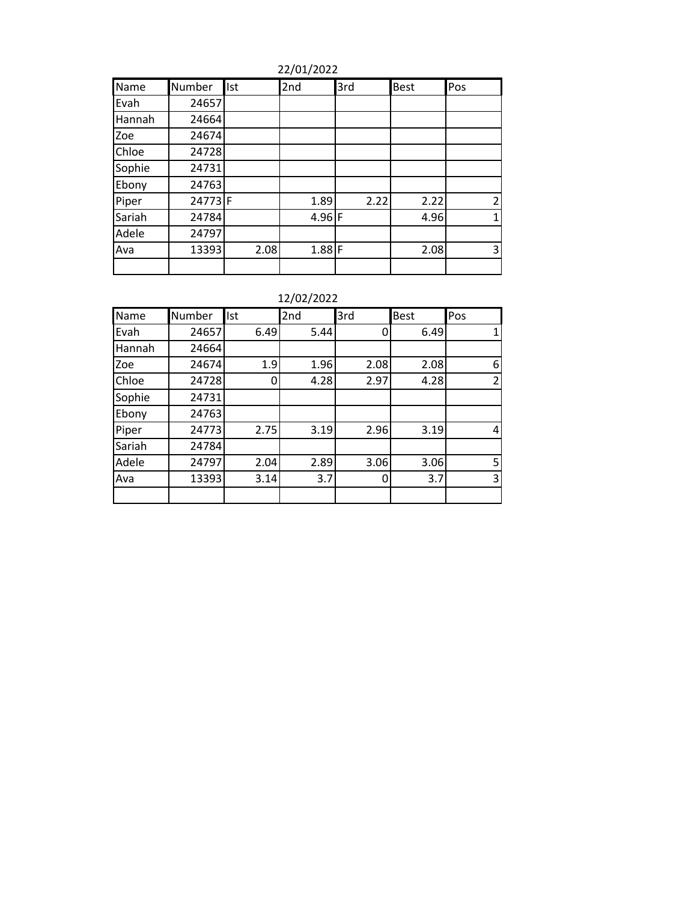22/01/2022

| Name | Number | Ist | 2nd | 3rd | Best | Pos |
|---|---|---|---|---|---|---|
| Evah | 24657 | | | | | |
| Hannah | 24664 | | | | | |
| Zoe | 24674 | | | | | |
| Chloe | 24728 | | | | | |
| Sophie | 24731 | | | | | |
| Ebony | 24763 | | | | | |
| Piper | 24773 | F | 1.89 | 2.22 | 2.22 | 2 |
| Sariah | 24784 | | 4.96 | F | 4.96 | 1 |
| Adele | 24797 | | | | | |
| Ava | 13393 | 2.08 | 1.88 | F | 2.08 | 3 |
| | | | | | | |

12/02/2022

| Name | Number | Ist | 2nd | 3rd | Best | Pos |
|---|---|---|---|---|---|---|
| Evah | 24657 | 6.49 | 5.44 | 0 | 6.49 | 1 |
| Hannah | 24664 | | | | | |
| Zoe | 24674 | 1.9 | 1.96 | 2.08 | 2.08 | 6 |
| Chloe | 24728 | 0 | 4.28 | 2.97 | 4.28 | 2 |
| Sophie | 24731 | | | | | |
| Ebony | 24763 | | | | | |
| Piper | 24773 | 2.75 | 3.19 | 2.96 | 3.19 | 4 |
| Sariah | 24784 | | | | | |
| Adele | 24797 | 2.04 | 2.89 | 3.06 | 3.06 | 5 |
| Ava | 13393 | 3.14 | 3.7 | 0 | 3.7 | 3 |
| | | | | | | |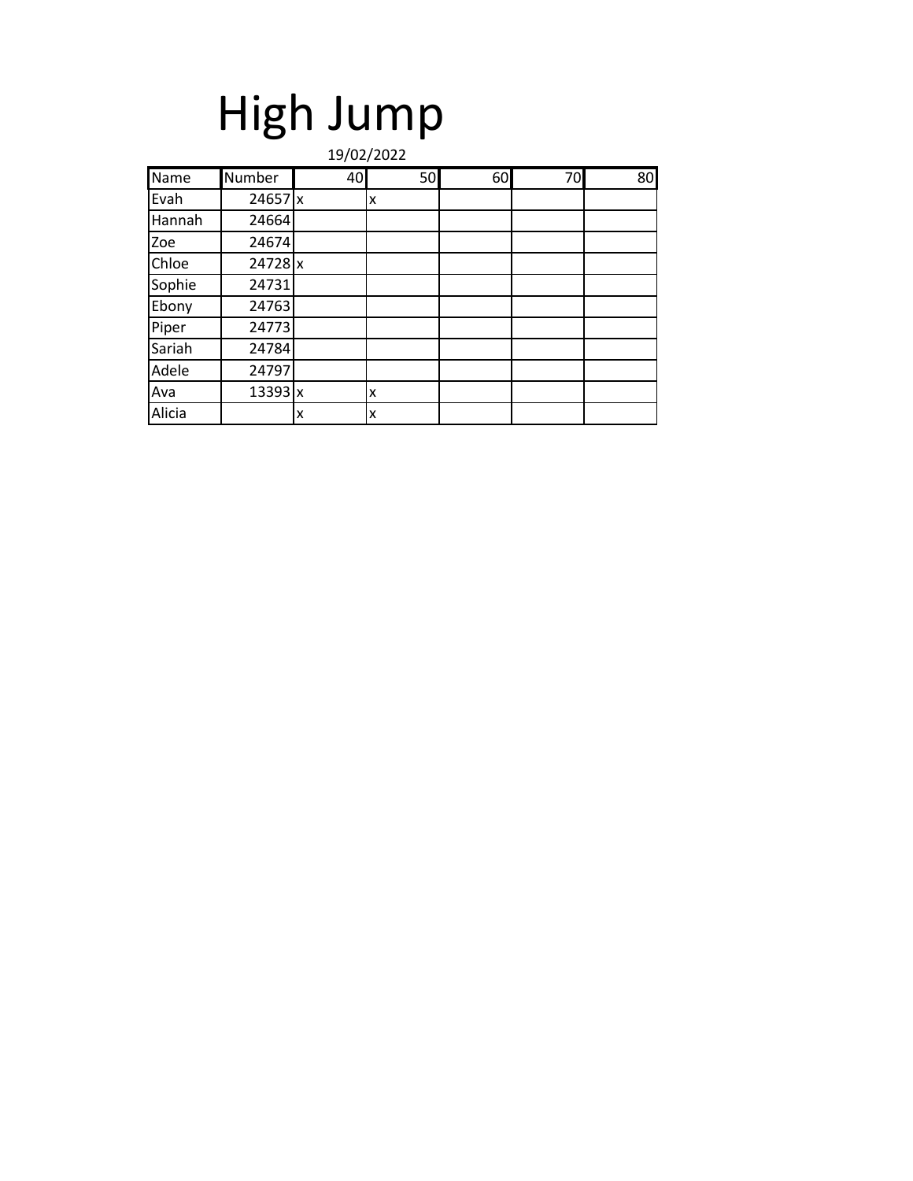# High Jump

19/02/2022

| Name | Number | 40 | 50 | 60 | 70 | 80 |
|---|---|---|---|---|---|---|
| Evah | 24657 | x | x | | | |
| Hannah | 24664 | | | | | |
| Zoe | 24674 | | | | | |
| Chloe | 24728 | x | | | | |
| Sophie | 24731 | | | | | |
| Ebony | 24763 | | | | | |
| Piper | 24773 | | | | | |
| Sariah | 24784 | | | | | |
| Adele | 24797 | | | | | |
| Ava | 13393 | x | x | | | |
| Alicia | | x | x | | | |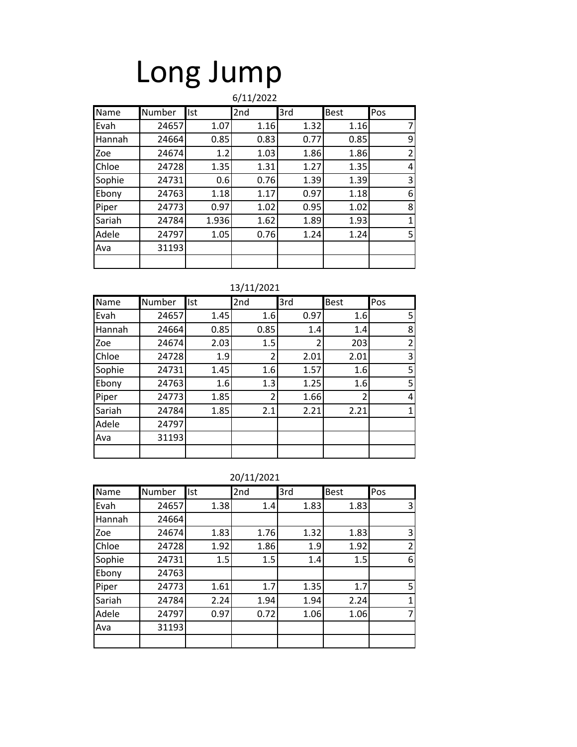# Long Jump

6/11/2022

| Name | Number | Ist | 2nd | 3rd | Best | Pos |
|---|---|---|---|---|---|---|
| Evah | 24657 | 1.07 | 1.16 | 1.32 | 1.16 | 7 |
| Hannah | 24664 | 0.85 | 0.83 | 0.77 | 0.85 | 9 |
| Zoe | 24674 | 1.2 | 1.03 | 1.86 | 1.86 | 2 |
| Chloe | 24728 | 1.35 | 1.31 | 1.27 | 1.35 | 4 |
| Sophie | 24731 | 0.6 | 0.76 | 1.39 | 1.39 | 3 |
| Ebony | 24763 | 1.18 | 1.17 | 0.97 | 1.18 | 6 |
| Piper | 24773 | 0.97 | 1.02 | 0.95 | 1.02 | 8 |
| Sariah | 24784 | 1.936 | 1.62 | 1.89 | 1.93 | 1 |
| Adele | 24797 | 1.05 | 0.76 | 1.24 | 1.24 | 5 |
| Ava | 31193 | | | | | |
| | | | | | | |

13/11/2021

| Name | Number | Ist | 2nd | 3rd | Best | Pos |
|---|---|---|---|---|---|---|
| Evah | 24657 | 1.45 | 1.6 | 0.97 | 1.6 | 5 |
| Hannah | 24664 | 0.85 | 0.85 | 1.4 | 1.4 | 8 |
| Zoe | 24674 | 2.03 | 1.5 | 2 | 203 | 2 |
| Chloe | 24728 | 1.9 | 2 | 2.01 | 2.01 | 3 |
| Sophie | 24731 | 1.45 | 1.6 | 1.57 | 1.6 | 5 |
| Ebony | 24763 | 1.6 | 1.3 | 1.25 | 1.6 | 5 |
| Piper | 24773 | 1.85 | 2 | 1.66 | 2 | 4 |
| Sariah | 24784 | 1.85 | 2.1 | 2.21 | 2.21 | 1 |
| Adele | 24797 | | | | | |
| Ava | 31193 | | | | | |
| | | | | | | |

20/11/2021

| Name | Number | Ist | 2nd | 3rd | Best | Pos |
|---|---|---|---|---|---|---|
| Evah | 24657 | 1.38 | 1.4 | 1.83 | 1.83 | 3 |
| Hannah | 24664 | | | | | |
| Zoe | 24674 | 1.83 | 1.76 | 1.32 | 1.83 | 3 |
| Chloe | 24728 | 1.92 | 1.86 | 1.9 | 1.92 | 2 |
| Sophie | 24731 | 1.5 | 1.5 | 1.4 | 1.5 | 6 |
| Ebony | 24763 | | | | | |
| Piper | 24773 | 1.61 | 1.7 | 1.35 | 1.7 | 5 |
| Sariah | 24784 | 2.24 | 1.94 | 1.94 | 2.24 | 1 |
| Adele | 24797 | 0.97 | 0.72 | 1.06 | 1.06 | 7 |
| Ava | 31193 | | | | | |
| | | | | | | |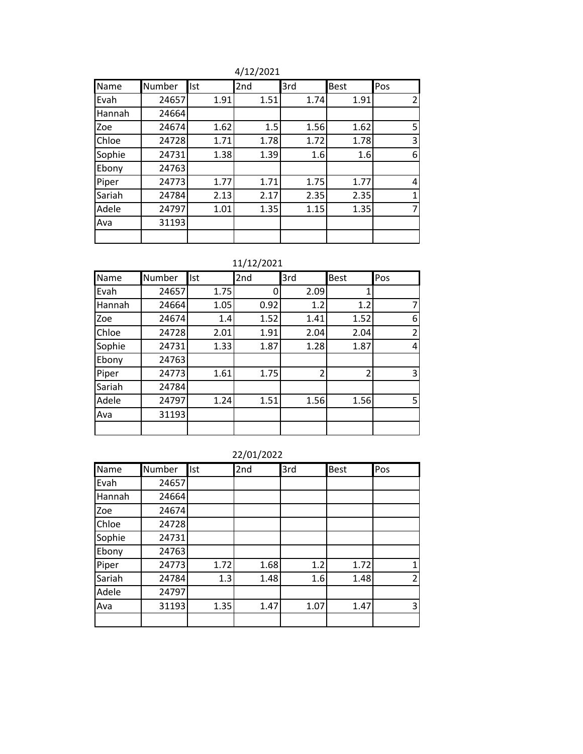4/12/2021

| Name | Number | Ist | 2nd | 3rd | Best | Pos |
|---|---|---|---|---|---|---|
| Evah | 24657 | 1.91 | 1.51 | 1.74 | 1.91 | 2 |
| Hannah | 24664 | | | | | |
| Zoe | 24674 | 1.62 | 1.5 | 1.56 | 1.62 | 5 |
| Chloe | 24728 | 1.71 | 1.78 | 1.72 | 1.78 | 3 |
| Sophie | 24731 | 1.38 | 1.39 | 1.6 | 1.6 | 6 |
| Ebony | 24763 | | | | | |
| Piper | 24773 | 1.77 | 1.71 | 1.75 | 1.77 | 4 |
| Sariah | 24784 | 2.13 | 2.17 | 2.35 | 2.35 | 1 |
| Adele | 24797 | 1.01 | 1.35 | 1.15 | 1.35 | 7 |
| Ava | 31193 | | | | | |
| | | | | | | |

11/12/2021

| Name | Number | Ist | 2nd | 3rd | Best | Pos |
|---|---|---|---|---|---|---|
| Evah | 24657 | 1.75 | 0 | 2.09 | 1 | |
| Hannah | 24664 | 1.05 | 0.92 | 1.2 | 1.2 | 7 |
| Zoe | 24674 | 1.4 | 1.52 | 1.41 | 1.52 | 6 |
| Chloe | 24728 | 2.01 | 1.91 | 2.04 | 2.04 | 2 |
| Sophie | 24731 | 1.33 | 1.87 | 1.28 | 1.87 | 4 |
| Ebony | 24763 | | | | | |
| Piper | 24773 | 1.61 | 1.75 | 2 | 2 | 3 |
| Sariah | 24784 | | | | | |
| Adele | 24797 | 1.24 | 1.51 | 1.56 | 1.56 | 5 |
| Ava | 31193 | | | | | |
| | | | | | | |

22/01/2022

| Name | Number | Ist | 2nd | 3rd | Best | Pos |
|---|---|---|---|---|---|---|
| Evah | 24657 | | | | | |
| Hannah | 24664 | | | | | |
| Zoe | 24674 | | | | | |
| Chloe | 24728 | | | | | |
| Sophie | 24731 | | | | | |
| Ebony | 24763 | | | | | |
| Piper | 24773 | 1.72 | 1.68 | 1.2 | 1.72 | 1 |
| Sariah | 24784 | 1.3 | 1.48 | 1.6 | 1.48 | 2 |
| Adele | 24797 | | | | | |
| Ava | 31193 | 1.35 | 1.47 | 1.07 | 1.47 | 3 |
| | | | | | | |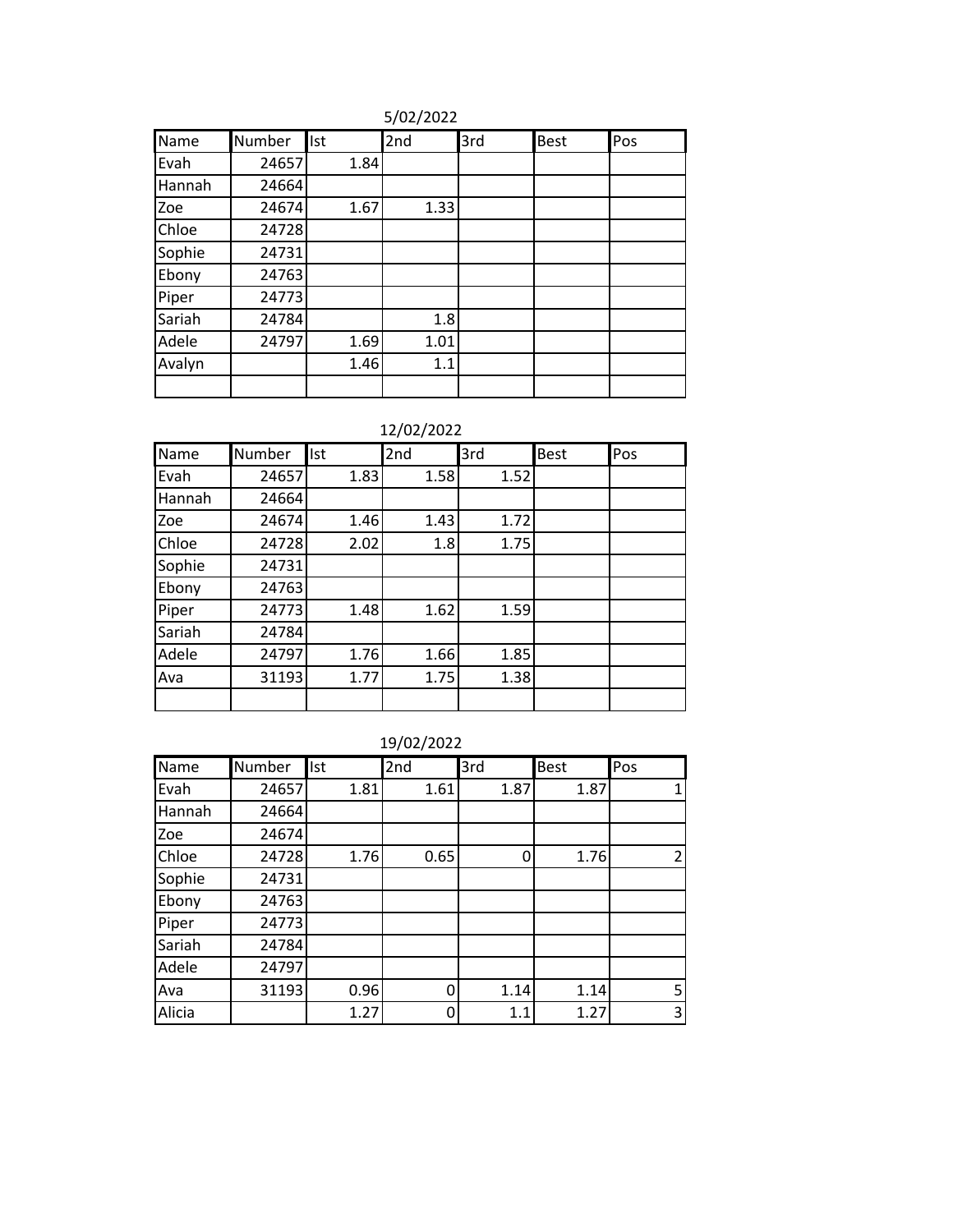5/02/2022

| Name | Number | Ist | 2nd | 3rd | Best | Pos |
|---|---|---|---|---|---|---|
| Evah | 24657 | 1.84 | | | | |
| Hannah | 24664 | | | | | |
| Zoe | 24674 | 1.67 | 1.33 | | | |
| Chloe | 24728 | | | | | |
| Sophie | 24731 | | | | | |
| Ebony | 24763 | | | | | |
| Piper | 24773 | | | | | |
| Sariah | 24784 | | 1.8 | | | |
| Adele | 24797 | 1.69 | 1.01 | | | |
| Avalyn | | 1.46 | 1.1 | | | |
| | | | | | | |

12/02/2022

| Name | Number | Ist | 2nd | 3rd | Best | Pos |
|---|---|---|---|---|---|---|
| Evah | 24657 | 1.83 | 1.58 | 1.52 | | |
| Hannah | 24664 | | | | | |
| Zoe | 24674 | 1.46 | 1.43 | 1.72 | | |
| Chloe | 24728 | 2.02 | 1.8 | 1.75 | | |
| Sophie | 24731 | | | | | |
| Ebony | 24763 | | | | | |
| Piper | 24773 | 1.48 | 1.62 | 1.59 | | |
| Sariah | 24784 | | | | | |
| Adele | 24797 | 1.76 | 1.66 | 1.85 | | |
| Ava | 31193 | 1.77 | 1.75 | 1.38 | | |
| | | | | | | |

19/02/2022

| Name | Number | Ist | 2nd | 3rd | Best | Pos |
|---|---|---|---|---|---|---|
| Evah | 24657 | 1.81 | 1.61 | 1.87 | 1.87 | 1 |
| Hannah | 24664 | | | | | |
| Zoe | 24674 | | | | | |
| Chloe | 24728 | 1.76 | 0.65 | 0 | 1.76 | 2 |
| Sophie | 24731 | | | | | |
| Ebony | 24763 | | | | | |
| Piper | 24773 | | | | | |
| Sariah | 24784 | | | | | |
| Adele | 24797 | | | | | |
| Ava | 31193 | 0.96 | 0 | 1.14 | 1.14 | 5 |
| Alicia | | 1.27 | 0 | 1.1 | 1.27 | 3 |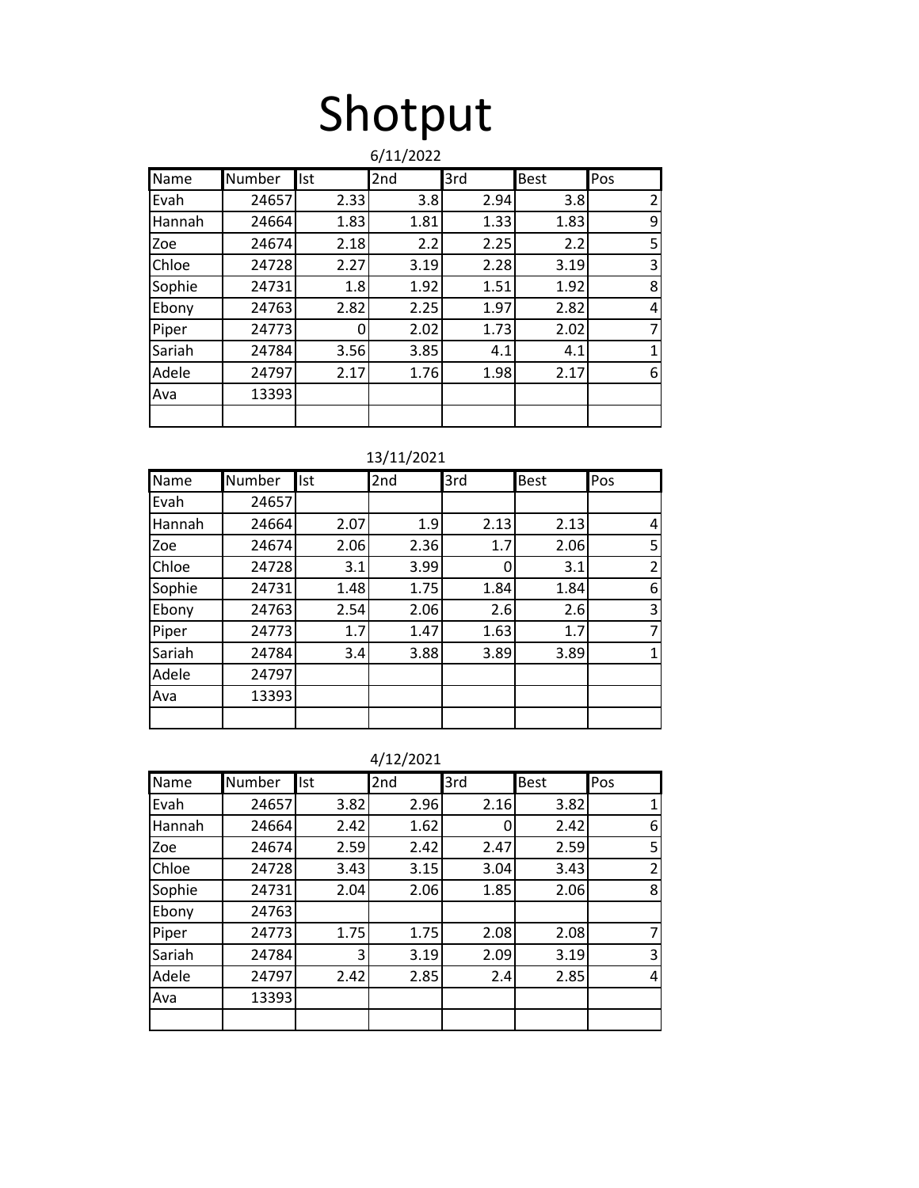# Shotput

6/11/2022

| Name | Number | Ist | 2nd | 3rd | Best | Pos |
|---|---|---|---|---|---|---|
| Evah | 24657 | 2.33 | 3.8 | 2.94 | 3.8 | 2 |
| Hannah | 24664 | 1.83 | 1.81 | 1.33 | 1.83 | 9 |
| Zoe | 24674 | 2.18 | 2.2 | 2.25 | 2.2 | 5 |
| Chloe | 24728 | 2.27 | 3.19 | 2.28 | 3.19 | 3 |
| Sophie | 24731 | 1.8 | 1.92 | 1.51 | 1.92 | 8 |
| Ebony | 24763 | 2.82 | 2.25 | 1.97 | 2.82 | 4 |
| Piper | 24773 | 0 | 2.02 | 1.73 | 2.02 | 7 |
| Sariah | 24784 | 3.56 | 3.85 | 4.1 | 4.1 | 1 |
| Adele | 24797 | 2.17 | 1.76 | 1.98 | 2.17 | 6 |
| Ava | 13393 | | | | | |
| | | | | | | |

13/11/2021

| Name | Number | Ist | 2nd | 3rd | Best | Pos |
|---|---|---|---|---|---|---|
| Evah | 24657 | | | | | |
| Hannah | 24664 | 2.07 | 1.9 | 2.13 | 2.13 | 4 |
| Zoe | 24674 | 2.06 | 2.36 | 1.7 | 2.06 | 5 |
| Chloe | 24728 | 3.1 | 3.99 | 0 | 3.1 | 2 |
| Sophie | 24731 | 1.48 | 1.75 | 1.84 | 1.84 | 6 |
| Ebony | 24763 | 2.54 | 2.06 | 2.6 | 2.6 | 3 |
| Piper | 24773 | 1.7 | 1.47 | 1.63 | 1.7 | 7 |
| Sariah | 24784 | 3.4 | 3.88 | 3.89 | 3.89 | 1 |
| Adele | 24797 | | | | | |
| Ava | 13393 | | | | | |
| | | | | | | |

4/12/2021

| Name | Number | Ist | 2nd | 3rd | Best | Pos |
|---|---|---|---|---|---|---|
| Evah | 24657 | 3.82 | 2.96 | 2.16 | 3.82 | 1 |
| Hannah | 24664 | 2.42 | 1.62 | 0 | 2.42 | 6 |
| Zoe | 24674 | 2.59 | 2.42 | 2.47 | 2.59 | 5 |
| Chloe | 24728 | 3.43 | 3.15 | 3.04 | 3.43 | 2 |
| Sophie | 24731 | 2.04 | 2.06 | 1.85 | 2.06 | 8 |
| Ebony | 24763 | | | | | |
| Piper | 24773 | 1.75 | 1.75 | 2.08 | 2.08 | 7 |
| Sariah | 24784 | 3 | 3.19 | 2.09 | 3.19 | 3 |
| Adele | 24797 | 2.42 | 2.85 | 2.4 | 2.85 | 4 |
| Ava | 13393 | | | | | |
| | | | | | | |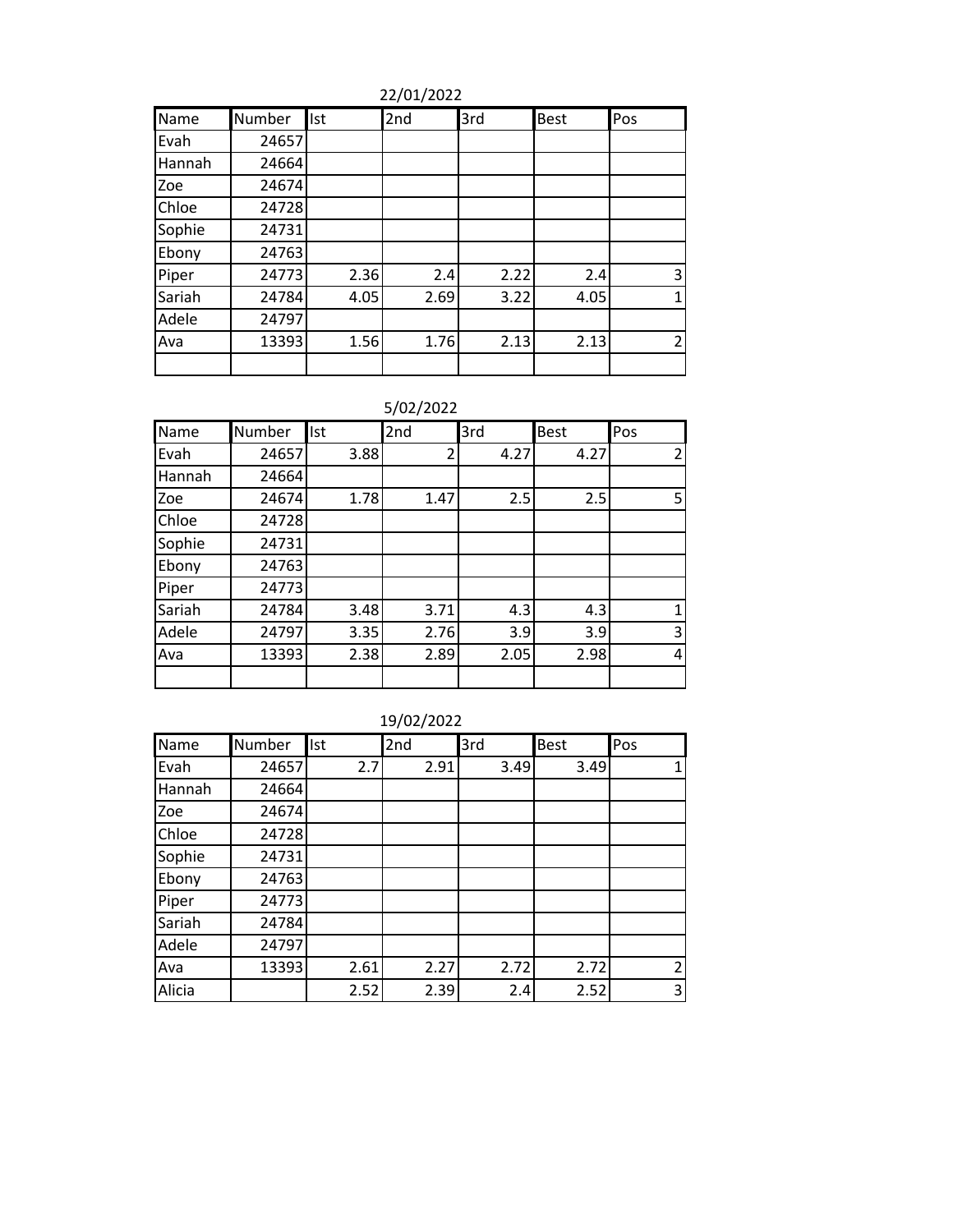22/01/2022

| Name | Number | Ist | 2nd | 3rd | Best | Pos |
|---|---|---|---|---|---|---|
| Evah | 24657 | | | | | |
| Hannah | 24664 | | | | | |
| Zoe | 24674 | | | | | |
| Chloe | 24728 | | | | | |
| Sophie | 24731 | | | | | |
| Ebony | 24763 | | | | | |
| Piper | 24773 | 2.36 | 2.4 | 2.22 | 2.4 | 3 |
| Sariah | 24784 | 4.05 | 2.69 | 3.22 | 4.05 | 1 |
| Adele | 24797 | | | | | |
| Ava | 13393 | 1.56 | 1.76 | 2.13 | 2.13 | 2 |
| | | | | | | |

5/02/2022

| Name | Number | Ist | 2nd | 3rd | Best | Pos |
|---|---|---|---|---|---|---|
| Evah | 24657 | 3.88 | 2 | 4.27 | 4.27 | 2 |
| Hannah | 24664 | | | | | |
| Zoe | 24674 | 1.78 | 1.47 | 2.5 | 2.5 | 5 |
| Chloe | 24728 | | | | | |
| Sophie | 24731 | | | | | |
| Ebony | 24763 | | | | | |
| Piper | 24773 | | | | | |
| Sariah | 24784 | 3.48 | 3.71 | 4.3 | 4.3 | 1 |
| Adele | 24797 | 3.35 | 2.76 | 3.9 | 3.9 | 3 |
| Ava | 13393 | 2.38 | 2.89 | 2.05 | 2.98 | 4 |
| | | | | | | |

19/02/2022

| Name | Number | Ist | 2nd | 3rd | Best | Pos |
|---|---|---|---|---|---|---|
| Evah | 24657 | 2.7 | 2.91 | 3.49 | 3.49 | 1 |
| Hannah | 24664 | | | | | |
| Zoe | 24674 | | | | | |
| Chloe | 24728 | | | | | |
| Sophie | 24731 | | | | | |
| Ebony | 24763 | | | | | |
| Piper | 24773 | | | | | |
| Sariah | 24784 | | | | | |
| Adele | 24797 | | | | | |
| Ava | 13393 | 2.61 | 2.27 | 2.72 | 2.72 | 2 |
| Alicia | | 2.52 | 2.39 | 2.4 | 2.52 | 3 |